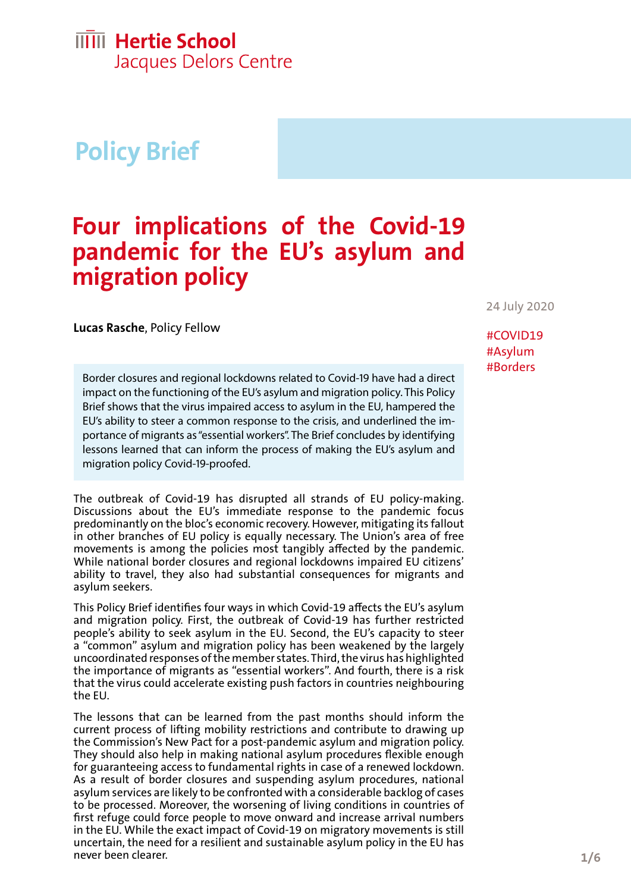Hertie School
Jacques Delors Centre

Policy Brief

# Four implications of the Covid-19 pandemic for the EU's asylum and migration policy

24 July 2020

#COVID19
#Asylum
#Borders

**Lucas Rasche**, Policy Fellow

Border closures and regional lockdowns related to Covid-19 have had a direct impact on the functioning of the EU's asylum and migration policy. This Policy Brief shows that the virus impaired access to asylum in the EU, hampered the EU's ability to steer a common response to the crisis, and underlined the importance of migrants as "essential workers". The Brief concludes by identifying lessons learned that can inform the process of making the EU's asylum and migration policy Covid-19-proofed.

The outbreak of Covid-19 has disrupted all strands of EU policy-making. Discussions about the EU's immediate response to the pandemic focus predominantly on the bloc's economic recovery. However, mitigating its fallout in other branches of EU policy is equally necessary. The Union's area of free movements is among the policies most tangibly affected by the pandemic. While national border closures and regional lockdowns impaired EU citizens' ability to travel, they also had substantial consequences for migrants and asylum seekers.

This Policy Brief identifies four ways in which Covid-19 affects the EU's asylum and migration policy. First, the outbreak of Covid-19 has further restricted people's ability to seek asylum in the EU. Second, the EU's capacity to steer a "common" asylum and migration policy has been weakened by the largely uncoordinated responses of the member states. Third, the virus has highlighted the importance of migrants as "essential workers". And fourth, there is a risk that the virus could accelerate existing push factors in countries neighbouring the EU.

The lessons that can be learned from the past months should inform the current process of lifting mobility restrictions and contribute to drawing up the Commission's New Pact for a post-pandemic asylum and migration policy. They should also help in making national asylum procedures flexible enough for guaranteeing access to fundamental rights in case of a renewed lockdown. As a result of border closures and suspending asylum procedures, national asylum services are likely to be confronted with a considerable backlog of cases to be processed. Moreover, the worsening of living conditions in countries of first refuge could force people to move onward and increase arrival numbers in the EU. While the exact impact of Covid-19 on migratory movements is still uncertain, the need for a resilient and sustainable asylum policy in the EU has never been clearer.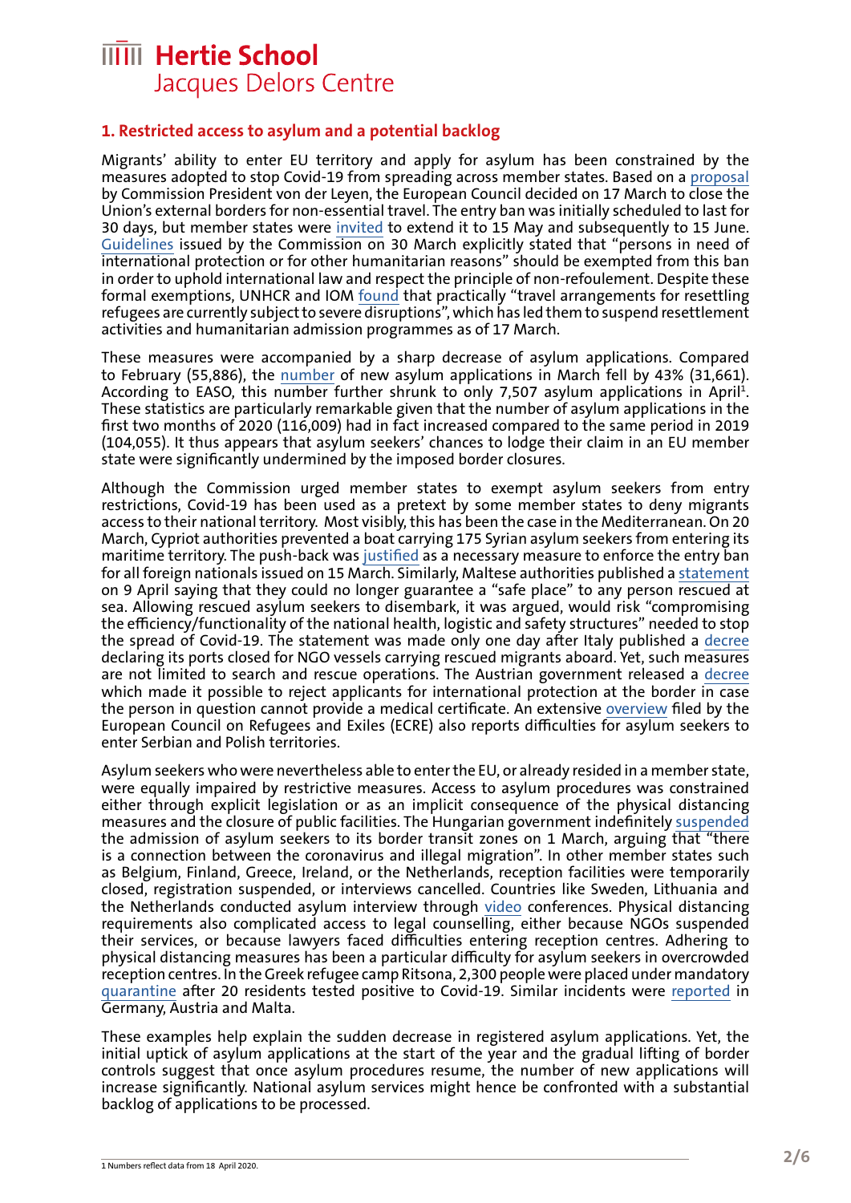## 1. Restricted access to asylum and a potential backlog

Migrants' ability to enter EU territory and apply for asylum has been constrained by the measures adopted to stop Covid-19 from spreading across member states. Based on a proposal by Commission President von der Leyen, the European Council decided on 17 March to close the Union's external borders for non-essential travel. The entry ban was initially scheduled to last for 30 days, but member states were invited to extend it to 15 May and subsequently to 15 June. Guidelines issued by the Commission on 30 March explicitly stated that "persons in need of international protection or for other humanitarian reasons" should be exempted from this ban in order to uphold international law and respect the principle of non-refoulement. Despite these formal exemptions, UNHCR and IOM found that practically "travel arrangements for resettling refugees are currently subject to severe disruptions", which has led them to suspend resettlement activities and humanitarian admission programmes as of 17 March.

These measures were accompanied by a sharp decrease of asylum applications. Compared to February (55,886), the number of new asylum applications in March fell by 43% (31,661). According to EASO, this number further shrunk to only 7,507 asylum applications in April[1]. These statistics are particularly remarkable given that the number of asylum applications in the first two months of 2020 (116,009) had in fact increased compared to the same period in 2019 (104,055). It thus appears that asylum seekers' chances to lodge their claim in an EU member state were significantly undermined by the imposed border closures.

Although the Commission urged member states to exempt asylum seekers from entry restrictions, Covid-19 has been used as a pretext by some member states to deny migrants access to their national territory. Most visibly, this has been the case in the Mediterranean. On 20 March, Cypriot authorities prevented a boat carrying 175 Syrian asylum seekers from entering its maritime territory. The push-back was justified as a necessary measure to enforce the entry ban for all foreign nationals issued on 15 March. Similarly, Maltese authorities published a statement on 9 April saying that they could no longer guarantee a "safe place" to any person rescued at sea. Allowing rescued asylum seekers to disembark, it was argued, would risk "compromising the efficiency/functionality of the national health, logistic and safety structures" needed to stop the spread of Covid-19. The statement was made only one day after Italy published a decree declaring its ports closed for NGO vessels carrying rescued migrants aboard. Yet, such measures are not limited to search and rescue operations. The Austrian government released a decree which made it possible to reject applicants for international protection at the border in case the person in question cannot provide a medical certificate. An extensive overview filed by the European Council on Refugees and Exiles (ECRE) also reports difficulties for asylum seekers to enter Serbian and Polish territories.

Asylum seekers who were nevertheless able to enter the EU, or already resided in a member state, were equally impaired by restrictive measures. Access to asylum procedures was constrained either through explicit legislation or as an implicit consequence of the physical distancing measures and the closure of public facilities. The Hungarian government indefinitely suspended the admission of asylum seekers to its border transit zones on 1 March, arguing that "there is a connection between the coronavirus and illegal migration". In other member states such as Belgium, Finland, Greece, Ireland, or the Netherlands, reception facilities were temporarily closed, registration suspended, or interviews cancelled. Countries like Sweden, Lithuania and the Netherlands conducted asylum interview through video conferences. Physical distancing requirements also complicated access to legal counselling, either because NGOs suspended their services, or because lawyers faced difficulties entering reception centres. Adhering to physical distancing measures has been a particular difficulty for asylum seekers in overcrowded reception centres. In the Greek refugee camp Ritsona, 2,300 people were placed under mandatory quarantine after 20 residents tested positive to Covid-19. Similar incidents were reported in Germany, Austria and Malta.

These examples help explain the sudden decrease in registered asylum applications. Yet, the initial uptick of asylum applications at the start of the year and the gradual lifting of border controls suggest that once asylum procedures resume, the number of new applications will increase significantly. National asylum services might hence be confronted with a substantial backlog of applications to be processed.

---

[1] Numbers reflect data from 18 April 2020.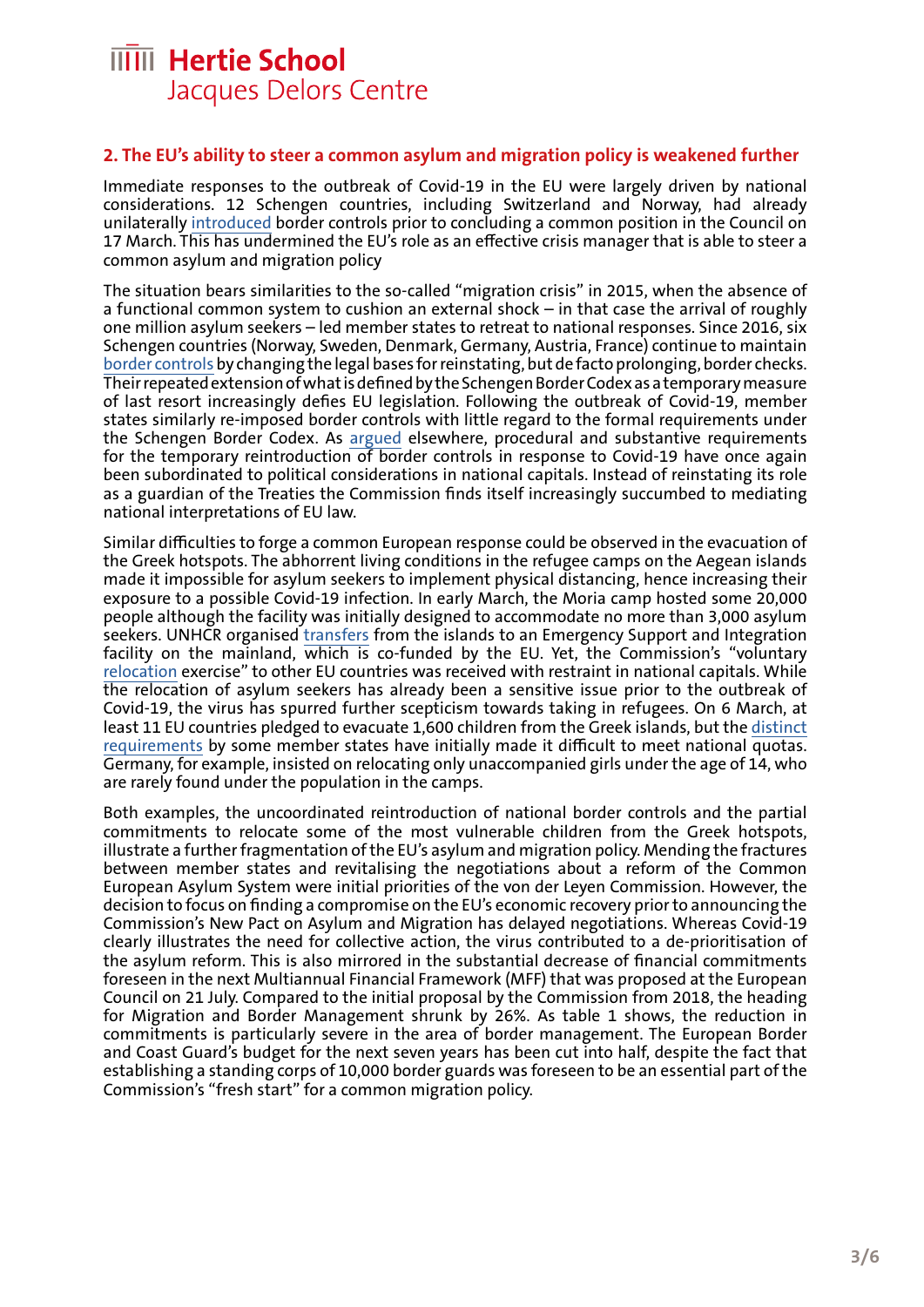## 2. The EU's ability to steer a common asylum and migration policy is weakened further

Immediate responses to the outbreak of Covid-19 in the EU were largely driven by national considerations. 12 Schengen countries, including Switzerland and Norway, had already unilaterally introduced border controls prior to concluding a common position in the Council on 17 March. This has undermined the EU's role as an effective crisis manager that is able to steer a common asylum and migration policy

The situation bears similarities to the so-called "migration crisis" in 2015, when the absence of a functional common system to cushion an external shock – in that case the arrival of roughly one million asylum seekers – led member states to retreat to national responses. Since 2016, six Schengen countries (Norway, Sweden, Denmark, Germany, Austria, France) continue to maintain border controls by changing the legal bases for reinstating, but de facto prolonging, border checks. Their repeated extension of what is defined by the Schengen Border Codex as a temporary measure of last resort increasingly defies EU legislation. Following the outbreak of Covid-19, member states similarly re-imposed border controls with little regard to the formal requirements under the Schengen Border Codex. As argued elsewhere, procedural and substantive requirements for the temporary reintroduction of border controls in response to Covid-19 have once again been subordinated to political considerations in national capitals. Instead of reinstating its role as a guardian of the Treaties the Commission finds itself increasingly succumbed to mediating national interpretations of EU law.

Similar difficulties to forge a common European response could be observed in the evacuation of the Greek hotspots. The abhorrent living conditions in the refugee camps on the Aegean islands made it impossible for asylum seekers to implement physical distancing, hence increasing their exposure to a possible Covid-19 infection. In early March, the Moria camp hosted some 20,000 people although the facility was initially designed to accommodate no more than 3,000 asylum seekers. UNHCR organised transfers from the islands to an Emergency Support and Integration facility on the mainland, which is co-funded by the EU. Yet, the Commission's "voluntary relocation exercise" to other EU countries was received with restraint in national capitals. While the relocation of asylum seekers has already been a sensitive issue prior to the outbreak of Covid-19, the virus has spurred further scepticism towards taking in refugees. On 6 March, at least 11 EU countries pledged to evacuate 1,600 children from the Greek islands, but the distinct requirements by some member states have initially made it difficult to meet national quotas. Germany, for example, insisted on relocating only unaccompanied girls under the age of 14, who are rarely found under the population in the camps.

Both examples, the uncoordinated reintroduction of national border controls and the partial commitments to relocate some of the most vulnerable children from the Greek hotspots, illustrate a further fragmentation of the EU's asylum and migration policy. Mending the fractures between member states and revitalising the negotiations about a reform of the Common European Asylum System were initial priorities of the von der Leyen Commission. However, the decision to focus on finding a compromise on the EU's economic recovery prior to announcing the Commission's New Pact on Asylum and Migration has delayed negotiations. Whereas Covid-19 clearly illustrates the need for collective action, the virus contributed to a de-prioritisation of the asylum reform. This is also mirrored in the substantial decrease of financial commitments foreseen in the next Multiannual Financial Framework (MFF) that was proposed at the European Council on 21 July. Compared to the initial proposal by the Commission from 2018, the heading for Migration and Border Management shrunk by 26%. As table 1 shows, the reduction in commitments is particularly severe in the area of border management. The European Border and Coast Guard's budget for the next seven years has been cut into half, despite the fact that establishing a standing corps of 10,000 border guards was foreseen to be an essential part of the Commission's "fresh start" for a common migration policy.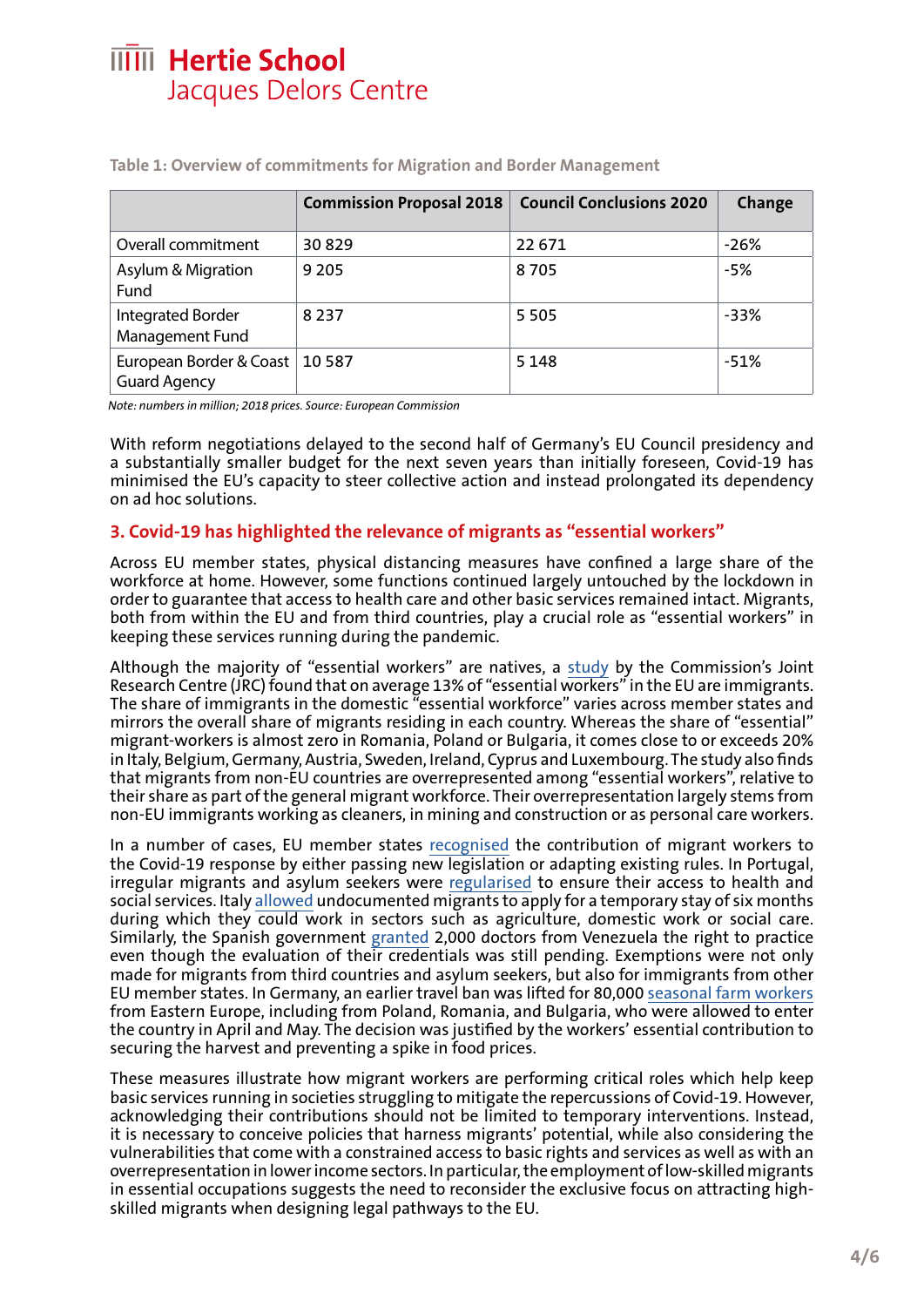**Table 1: Overview of commitments for Migration and Border Management**

| | Commission Proposal 2018 | Council Conclusions 2020 | Change |
|---|---|---|---|
| Overall commitment | 30 829 | 22 671 | -26% |
| Asylum & Migration Fund | 9 205 | 8 705 | -5% |
| Integrated Border Management Fund | 8 237 | 5 505 | -33% |
| European Border & Coast Guard Agency | 10 587 | 5 148 | -51% |

*Note: numbers in million; 2018 prices. Source: European Commission*

With reform negotiations delayed to the second half of Germany's EU Council presidency and a substantially smaller budget for the next seven years than initially foreseen, Covid-19 has minimised the EU's capacity to steer collective action and instead prolonged its dependency on ad hoc solutions.

## 3. Covid-19 has highlighted the relevance of migrants as "essential workers"

Across EU member states, physical distancing measures have confined a large share of the workforce at home. However, some functions continued largely untouched by the lockdown in order to guarantee that access to health care and other basic services remained intact. Migrants, both from within the EU and from third countries, play a crucial role as "essential workers" in keeping these services running during the pandemic.

Although the majority of "essential workers" are natives, a study by the Commission's Joint Research Centre (JRC) found that on average 13% of "essential workers" in the EU are immigrants. The share of immigrants in the domestic "essential workforce" varies across member states and mirrors the overall share of migrants residing in each country. Whereas the share of "essential" migrant-workers is almost zero in Romania, Poland or Bulgaria, it comes close to or exceeds 20% in Italy, Belgium, Germany, Austria, Sweden, Ireland, Cyprus and Luxembourg. The study also finds that migrants from non-EU countries are overrepresented among "essential workers", relative to their share as part of the general migrant workforce. Their overrepresentation largely stems from non-EU immigrants working as cleaners, in mining and construction or as personal care workers.

In a number of cases, EU member states recognised the contribution of migrant workers to the Covid-19 response by either passing new legislation or adapting existing rules. In Portugal, irregular migrants and asylum seekers were regularised to ensure their access to health and social services. Italy allowed undocumented migrants to apply for a temporary stay of six months during which they could work in sectors such as agriculture, domestic work or social care. Similarly, the Spanish government granted 2,000 doctors from Venezuela the right to practice even though the evaluation of their credentials was still pending. Exemptions were not only made for migrants from third countries and asylum seekers, but also for immigrants from other EU member states. In Germany, an earlier travel ban was lifted for 80,000 seasonal farm workers from Eastern Europe, including from Poland, Romania, and Bulgaria, who were allowed to enter the country in April and May. The decision was justified by the workers' essential contribution to securing the harvest and preventing a spike in food prices.

These measures illustrate how migrant workers are performing critical roles which help keep basic services running in societies struggling to mitigate the repercussions of Covid-19. However, acknowledging their contributions should not be limited to temporary interventions. Instead, it is necessary to conceive policies that harness migrants' potential, while also considering the vulnerabilities that come with a constrained access to basic rights and services as well as with an overrepresentation in lower income sectors. In particular, the employment of low-skilled migrants in essential occupations suggests the need to reconsider the exclusive focus on attracting high-skilled migrants when designing legal pathways to the EU.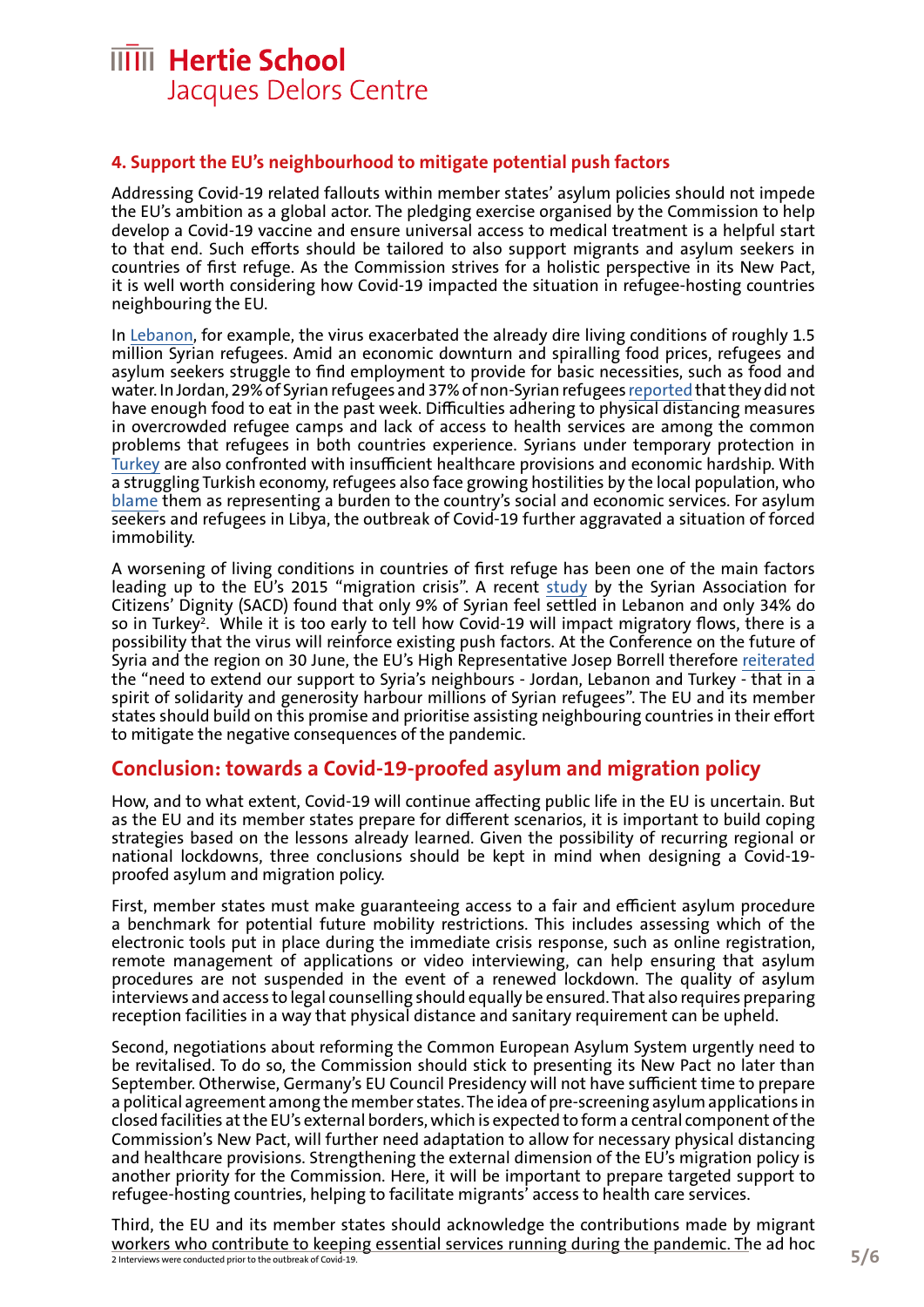## 4. Support the EU's neighbourhood to mitigate potential push factors

Addressing Covid-19 related fallouts within member states' asylum policies should not impede the EU's ambition as a global actor. The pledging exercise organised by the Commission to help develop a Covid-19 vaccine and ensure universal access to medical treatment is a helpful start to that end. Such efforts should be tailored to also support migrants and asylum seekers in countries of first refuge. As the Commission strives for a holistic perspective in its New Pact, it is well worth considering how Covid-19 impacted the situation in refugee-hosting countries neighbouring the EU.

In Lebanon, for example, the virus exacerbated the already dire living conditions of roughly 1.5 million Syrian refugees. Amid an economic downturn and spiralling food prices, refugees and asylum seekers struggle to find employment to provide for basic necessities, such as food and water. In Jordan, 29% of Syrian refugees and 37% of non-Syrian refugees reported that they did not have enough food to eat in the past week. Difficulties adhering to physical distancing measures in overcrowded refugee camps and lack of access to health services are among the common problems that refugees in both countries experience. Syrians under temporary protection in Turkey are also confronted with insufficient healthcare provisions and economic hardship. With a struggling Turkish economy, refugees also face growing hostilities by the local population, who blame them as representing a burden to the country's social and economic services. For asylum seekers and refugees in Libya, the outbreak of Covid-19 further aggravated a situation of forced immobility.

A worsening of living conditions in countries of first refuge has been one of the main factors leading up to the EU's 2015 "migration crisis". A recent study by the Syrian Association for Citizens' Dignity (SACD) found that only 9% of Syrian feel settled in Lebanon and only 34% do so in Turkey[2]. While it is too early to tell how Covid-19 will impact migratory flows, there is a possibility that the virus will reinforce existing push factors. At the Conference on the future of Syria and the region on 30 June, the EU's High Representative Josep Borrell therefore reiterated the "need to extend our support to Syria's neighbours - Jordan, Lebanon and Turkey - that in a spirit of solidarity and generosity harbour millions of Syrian refugees". The EU and its member states should build on this promise and prioritise assisting neighbouring countries in their effort to mitigate the negative consequences of the pandemic.

## Conclusion: towards a Covid-19-proofed asylum and migration policy

How, and to what extent, Covid-19 will continue affecting public life in the EU is uncertain. But as the EU and its member states prepare for different scenarios, it is important to build coping strategies based on the lessons already learned. Given the possibility of recurring regional or national lockdowns, three conclusions should be kept in mind when designing a Covid-19-proofed asylum and migration policy.

First, member states must make guaranteeing access to a fair and efficient asylum procedure a benchmark for potential future mobility restrictions. This includes assessing which of the electronic tools put in place during the immediate crisis response, such as online registration, remote management of applications or video interviewing, can help ensuring that asylum procedures are not suspended in the event of a renewed lockdown. The quality of asylum interviews and access to legal counselling should equally be ensured. That also requires preparing reception facilities in a way that physical distance and sanitary requirement can be upheld.

Second, negotiations about reforming the Common European Asylum System urgently need to be revitalised. To do so, the Commission should stick to presenting its New Pact no later than September. Otherwise, Germany's EU Council Presidency will not have sufficient time to prepare a political agreement among the member states. The idea of pre-screening asylum applications in closed facilities at the EU's external borders, which is expected to form a central component of the Commission's New Pact, will further need adaptation to allow for necessary physical distancing and healthcare provisions. Strengthening the external dimension of the EU's migration policy is another priority for the Commission. Here, it will be important to prepare targeted support to refugee-hosting countries, helping to facilitate migrants' access to health care services.

Third, the EU and its member states should acknowledge the contributions made by migrant workers who contribute to keeping essential services running during the pandemic. The ad hoc

[2] Interviews were conducted prior to the outbreak of Covid-19.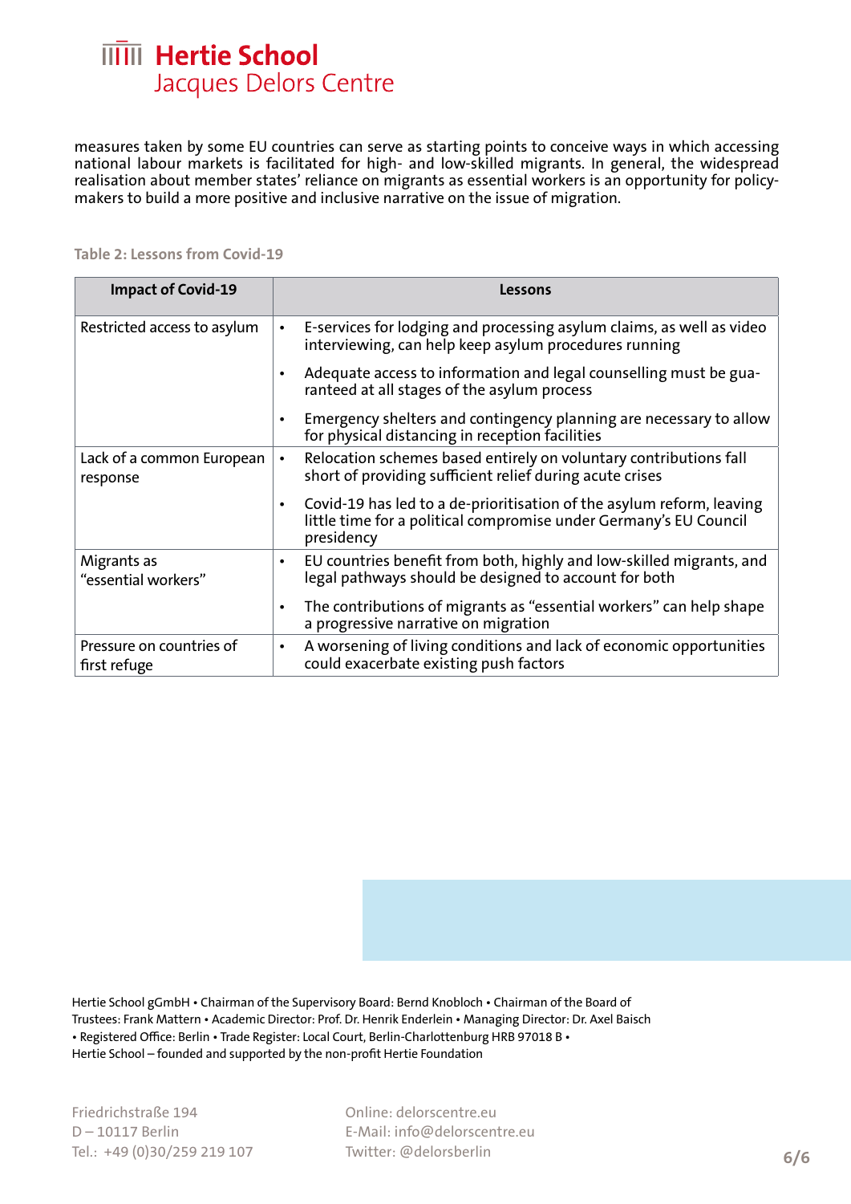measures taken by some EU countries can serve as starting points to conceive ways in which accessing national labour markets is facilitated for high- and low-skilled migrants. In general, the widespread realisation about member states' reliance on migrants as essential workers is an opportunity for policy-makers to build a more positive and inclusive narrative on the issue of migration.

**Table 2: Lessons from Covid-19**

| Impact of Covid-19 | Lessons |
|---|---|
| Restricted access to asylum | • E-services for lodging and processing asylum claims, as well as video interviewing, can help keep asylum procedures running<br>• Adequate access to information and legal counselling must be guaranteed at all stages of the asylum process<br>• Emergency shelters and contingency planning are necessary to allow for physical distancing in reception facilities |
| Lack of a common European response | • Relocation schemes based entirely on voluntary contributions fall short of providing sufficient relief during acute crises<br>• Covid-19 has led to a de-prioritisation of the asylum reform, leaving little time for a political compromise under Germany's EU Council presidency |
| Migrants as "essential workers" | • EU countries benefit from both, highly and low-skilled migrants, and legal pathways should be designed to account for both<br>• The contributions of migrants as "essential workers" can help shape a progressive narrative on migration |
| Pressure on countries of first refuge | • A worsening of living conditions and lack of economic opportunities could exacerbate existing push factors |

Hertie School gGmbH • Chairman of the Supervisory Board: Bernd Knobloch • Chairman of the Board of Trustees: Frank Mattern • Academic Director: Prof. Dr. Henrik Enderlein • Managing Director: Dr. Axel Baisch • Registered Office: Berlin • Trade Register: Local Court, Berlin-Charlottenburg HRB 97018 B • Hertie School – founded and supported by the non-profit Hertie Foundation

Friedrichstraße 194
D – 10117 Berlin
Tel.: +49 (0)30/259 219 107

Online: delorscentre.eu
E-Mail: info@delorscentre.eu
Twitter: @delorsberlin